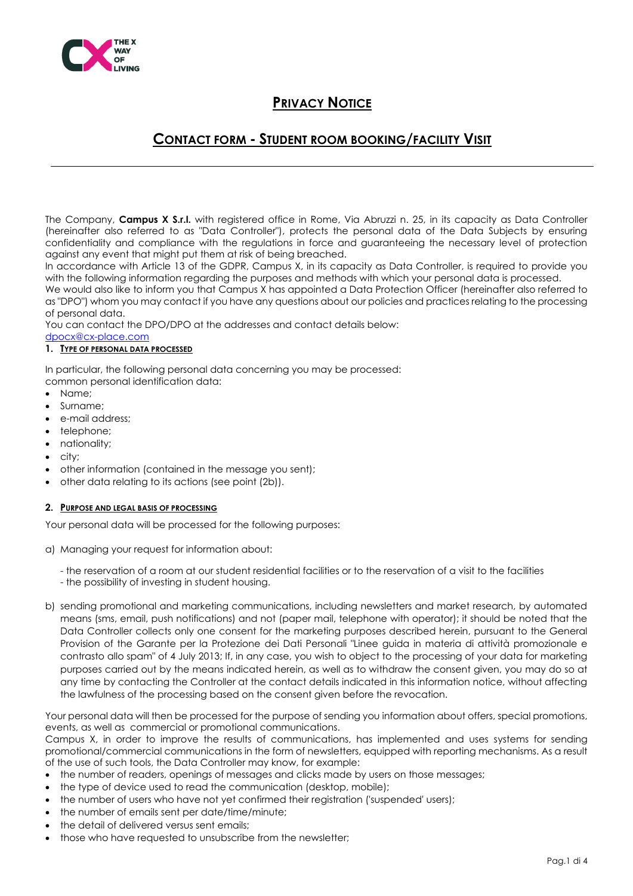# PRIVACY NOTICE

## CONTACT FORM - STUDENT ROOM BOOKING/FACILITY VISIT

The Company, **Campus X S.r.l.** with registered office in Rome, Via Abruzzi n. 25, in its capacity as Data Controller (hereinafter also referred to as "Data Controller"), protects the personal data of the Data Subjects by ensuring confidentiality and compliance with the regulations in force and guaranteeing the necessary level of protection against any event that might put them at risk of being breached.
In accordance with Article 13 of the GDPR, Campus X, in its capacity as Data Controller, is required to provide you with the following information regarding the purposes and methods with which your personal data is processed.
We would also like to inform you that Campus X has appointed a Data Protection Officer (hereinafter also referred to as "DPO") whom you may contact if you have any questions about our policies and practices relating to the processing of personal data.
You can contact the DPO/DPO at the addresses and contact details below:
dpocx@cx-place.com

### 1. TYPE OF PERSONAL DATA PROCESSED

In particular, the following personal data concerning you may be processed:
common personal identification data:

- Name;
- Surname;
- e-mail address;
- telephone;
- nationality;
- city;
- other information (contained in the message you sent);
- other data relating to its actions (see point (2b)).

### 2. PURPOSE AND LEGAL BASIS OF PROCESSING

Your personal data will be processed for the following purposes:

a) Managing your request for information about:

   - the reservation of a room at our student residential facilities or to the reservation of a visit to the facilities
   - the possibility of investing in student housing.

b) sending promotional and marketing communications, including newsletters and market research, by automated means (sms, email, push notifications) and not (paper mail, telephone with operator); it should be noted that the Data Controller collects only one consent for the marketing purposes described herein, pursuant to the General Provision of the Garante per la Protezione dei Dati Personali "Linee guida in materia di attività promozionale e contrasto allo spam" of 4 July 2013; If, in any case, you wish to object to the processing of your data for marketing purposes carried out by the means indicated herein, as well as to withdraw the consent given, you may do so at any time by contacting the Controller at the contact details indicated in this information notice, without affecting the lawfulness of the processing based on the consent given before the revocation.

Your personal data will then be processed for the purpose of sending you information about offers, special promotions, events, as well as commercial or promotional communications.
Campus X, in order to improve the results of communications, has implemented and uses systems for sending promotional/commercial communications in the form of newsletters, equipped with reporting mechanisms. As a result of the use of such tools, the Data Controller may know, for example:

- the number of readers, openings of messages and clicks made by users on those messages;
- the type of device used to read the communication (desktop, mobile);
- the number of users who have not yet confirmed their registration ('suspended' users);
- the number of emails sent per date/time/minute;
- the detail of delivered versus sent emails;
- those who have requested to unsubscribe from the newsletter;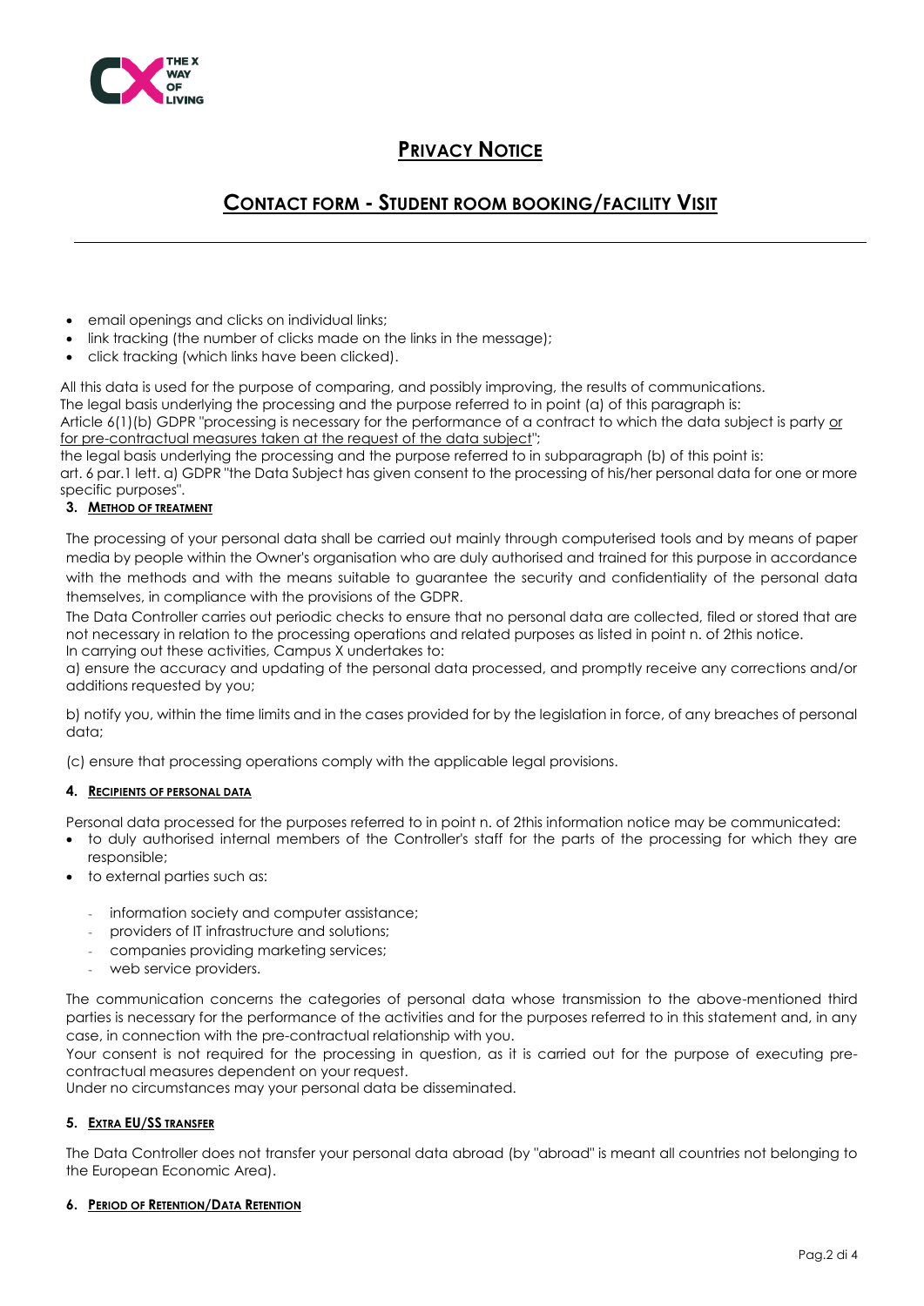- email openings and clicks on individual links;
- link tracking (the number of clicks made on the links in the message);
- click tracking (which links have been clicked).

All this data is used for the purpose of comparing, and possibly improving, the results of communications.
The legal basis underlying the processing and the purpose referred to in point (a) of this paragraph is:
Article 6(1)(b) GDPR "processing is necessary for the performance of a contract to which the data subject is party or for pre-contractual measures taken at the request of the data subject";
the legal basis underlying the processing and the purpose referred to in subparagraph (b) of this point is:
art. 6 par.1 lett. a) GDPR "the Data Subject has given consent to the processing of his/her personal data for one or more specific purposes".

### 3. METHOD OF TREATMENT

The processing of your personal data shall be carried out mainly through computerised tools and by means of paper media by people within the Owner's organisation who are duly authorised and trained for this purpose in accordance with the methods and with the means suitable to guarantee the security and confidentiality of the personal data themselves, in compliance with the provisions of the GDPR.
The Data Controller carries out periodic checks to ensure that no personal data are collected, filed or stored that are not necessary in relation to the processing operations and related purposes as listed in point n. of 2this notice.
In carrying out these activities, Campus X undertakes to:
a) ensure the accuracy and updating of the personal data processed, and promptly receive any corrections and/or additions requested by you;

b) notify you, within the time limits and in the cases provided for by the legislation in force, of any breaches of personal data;

(c) ensure that processing operations comply with the applicable legal provisions.

### 4. RECIPIENTS OF PERSONAL DATA

Personal data processed for the purposes referred to in point n. of 2this information notice may be communicated:

- to duly authorised internal members of the Controller's staff for the parts of the processing for which they are responsible;
- to external parties such as:
  - information society and computer assistance;
  - providers of IT infrastructure and solutions;
  - companies providing marketing services;
  - web service providers.

The communication concerns the categories of personal data whose transmission to the above-mentioned third parties is necessary for the performance of the activities and for the purposes referred to in this statement and, in any case, in connection with the pre-contractual relationship with you.
Your consent is not required for the processing in question, as it is carried out for the purpose of executing pre-contractual measures dependent on your request.
Under no circumstances may your personal data be disseminated.

### 5. EXTRA EU/SS TRANSFER

The Data Controller does not transfer your personal data abroad (by "abroad" is meant all countries not belonging to the European Economic Area).

### 6. PERIOD OF RETENTION/DATA RETENTION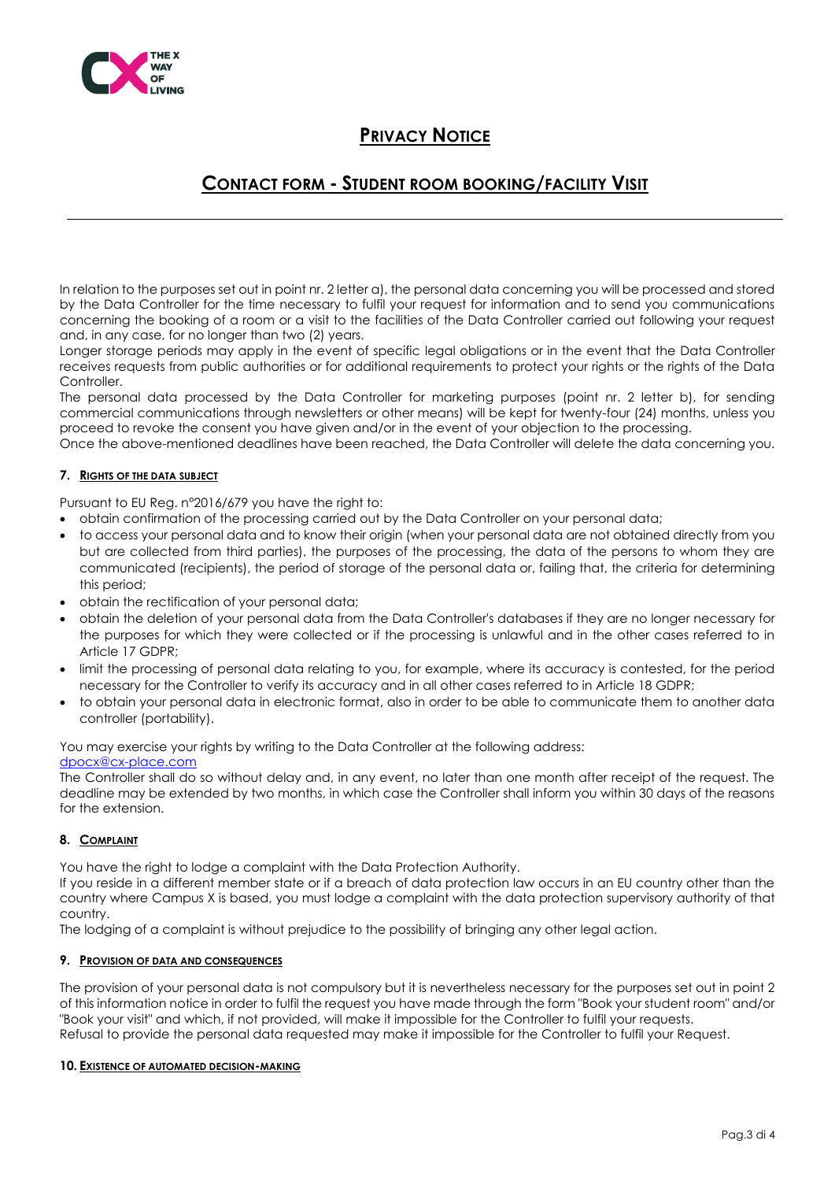# PRIVACY NOTICE

## CONTACT FORM - STUDENT ROOM BOOKING/FACILITY VISIT

---

In relation to the purposes set out in point nr. 2 letter a), the personal data concerning you will be processed and stored by the Data Controller for the time necessary to fulfil your request for information and to send you communications concerning the booking of a room or a visit to the facilities of the Data Controller carried out following your request and, in any case, for no longer than two (2) years.
Longer storage periods may apply in the event of specific legal obligations or in the event that the Data Controller receives requests from public authorities or for additional requirements to protect your rights or the rights of the Data Controller.
The personal data processed by the Data Controller for marketing purposes (point nr. 2 letter b), for sending commercial communications through newsletters or other means) will be kept for twenty-four (24) months, unless you proceed to revoke the consent you have given and/or in the event of your objection to the processing.
Once the above-mentioned deadlines have been reached, the Data Controller will delete the data concerning you.

### 7. RIGHTS OF THE DATA SUBJECT

Pursuant to EU Reg. n°2016/679 you have the right to:

- obtain confirmation of the processing carried out by the Data Controller on your personal data;
- to access your personal data and to know their origin (when your personal data are not obtained directly from you but are collected from third parties), the purposes of the processing, the data of the persons to whom they are communicated (recipients), the period of storage of the personal data or, failing that, the criteria for determining this period;
- obtain the rectification of your personal data;
- obtain the deletion of your personal data from the Data Controller's databases if they are no longer necessary for the purposes for which they were collected or if the processing is unlawful and in the other cases referred to in Article 17 GDPR;
- limit the processing of personal data relating to you, for example, where its accuracy is contested, for the period necessary for the Controller to verify its accuracy and in all other cases referred to in Article 18 GDPR;
- to obtain your personal data in electronic format, also in order to be able to communicate them to another data controller (portability).

You may exercise your rights by writing to the Data Controller at the following address:
dpocx@cx-place.com
The Controller shall do so without delay and, in any event, no later than one month after receipt of the request. The deadline may be extended by two months, in which case the Controller shall inform you within 30 days of the reasons for the extension.

### 8. COMPLAINT

You have the right to lodge a complaint with the Data Protection Authority.
If you reside in a different member state or if a breach of data protection law occurs in an EU country other than the country where Campus X is based, you must lodge a complaint with the data protection supervisory authority of that country.
The lodging of a complaint is without prejudice to the possibility of bringing any other legal action.

### 9. PROVISION OF DATA AND CONSEQUENCES

The provision of your personal data is not compulsory but it is nevertheless necessary for the purposes set out in point 2 of this information notice in order to fulfil the request you have made through the form "Book your student room" and/or "Book your visit" and which, if not provided, will make it impossible for the Controller to fulfil your requests.
Refusal to provide the personal data requested may make it impossible for the Controller to fulfil your Request.

### 10. EXISTENCE OF AUTOMATED DECISION-MAKING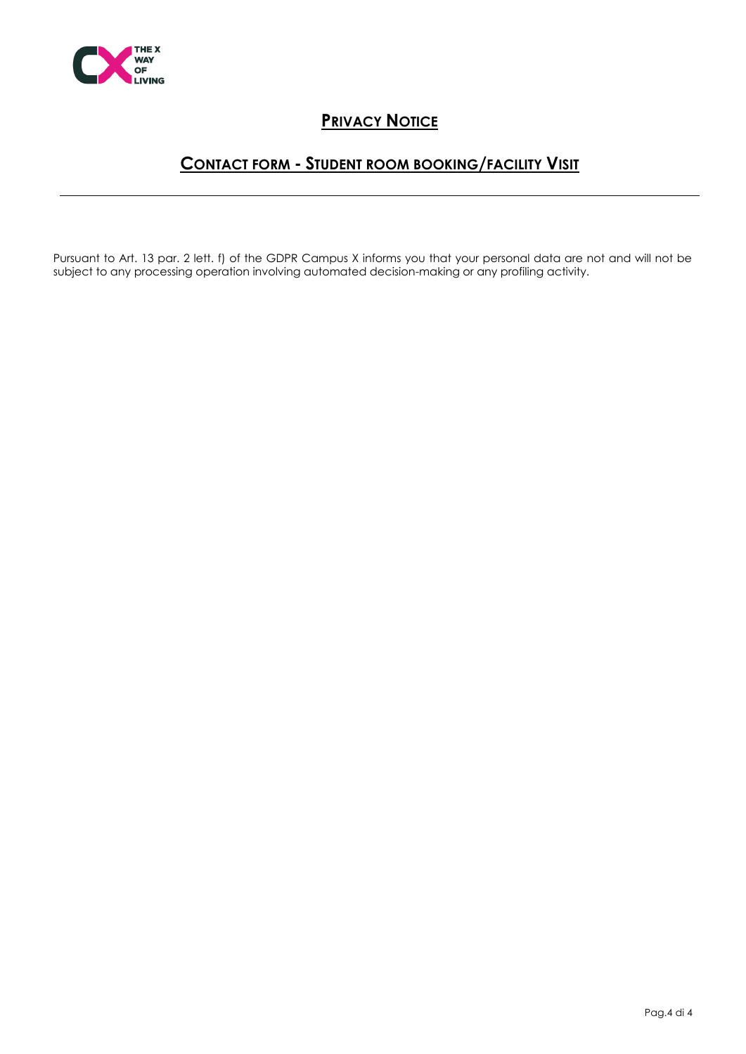# PRIVACY NOTICE

## CONTACT FORM - STUDENT ROOM BOOKING/FACILITY VISIT

---

Pursuant to Art. 13 par. 2 lett. f) of the GDPR Campus X informs you that your personal data are not and will not be subject to any processing operation involving automated decision-making or any profiling activity.